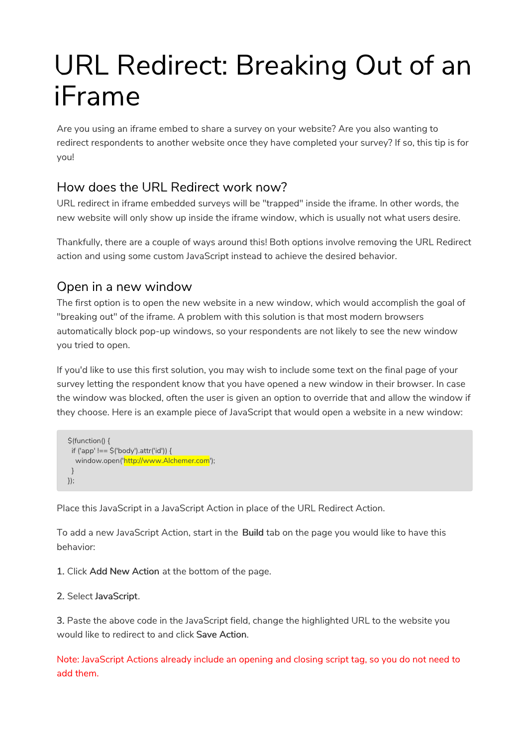# URL Redirect: Breaking Out of an iFrame

Are you using an iframe embed to share a survey on your website? Are you also wanting to redirect respondents to another website once they have completed your survey? If so, this tip is for you!

## How does the URL Redirect work now?

URL redirect in iframe embedded surveys will be "trapped" inside the iframe. In other words, the new website will only show up inside the iframe window, which is usually not what users desire.

Thankfully, there are a couple of ways around this! Both options involve removing the URL Redirect action and using some custom JavaScript instead to achieve the desired behavior.

## Open in a new window

The first option is to open the new website in a new window, which would accomplish the goal of "breaking out" of the iframe. A problem with this solution is that most modern browsers automatically block pop-up windows, so your respondents are not likely to see the new window you tried to open.

If you'd like to use this first solution, you may wish to include some text on the final page of your survey letting the respondent know that you have opened a new window in their browser. In case the window was blocked, often the user is given an option to override that and allow the window if they choose. Here is an example piece of JavaScript that would open a website in a new window:

```
$(function() {
  if ('app' !== $('body').attr('id')) {
    window.open('http://www.Alchemer.com');
  }
});
```

Place this JavaScript in a JavaScript Action in place of the URL Redirect Action.

To add a new JavaScript Action, start in the **Build** tab on the page you would like to have this behavior:

1. Click **Add New Action** at the bottom of the page.

2. Select **JavaScript**.

3. Paste the above code in the JavaScript field, change the highlighted URL to the website you would like to redirect to and click **Save Action**.

Note: JavaScript Actions already include an opening and closing script tag, so you do not need to add them.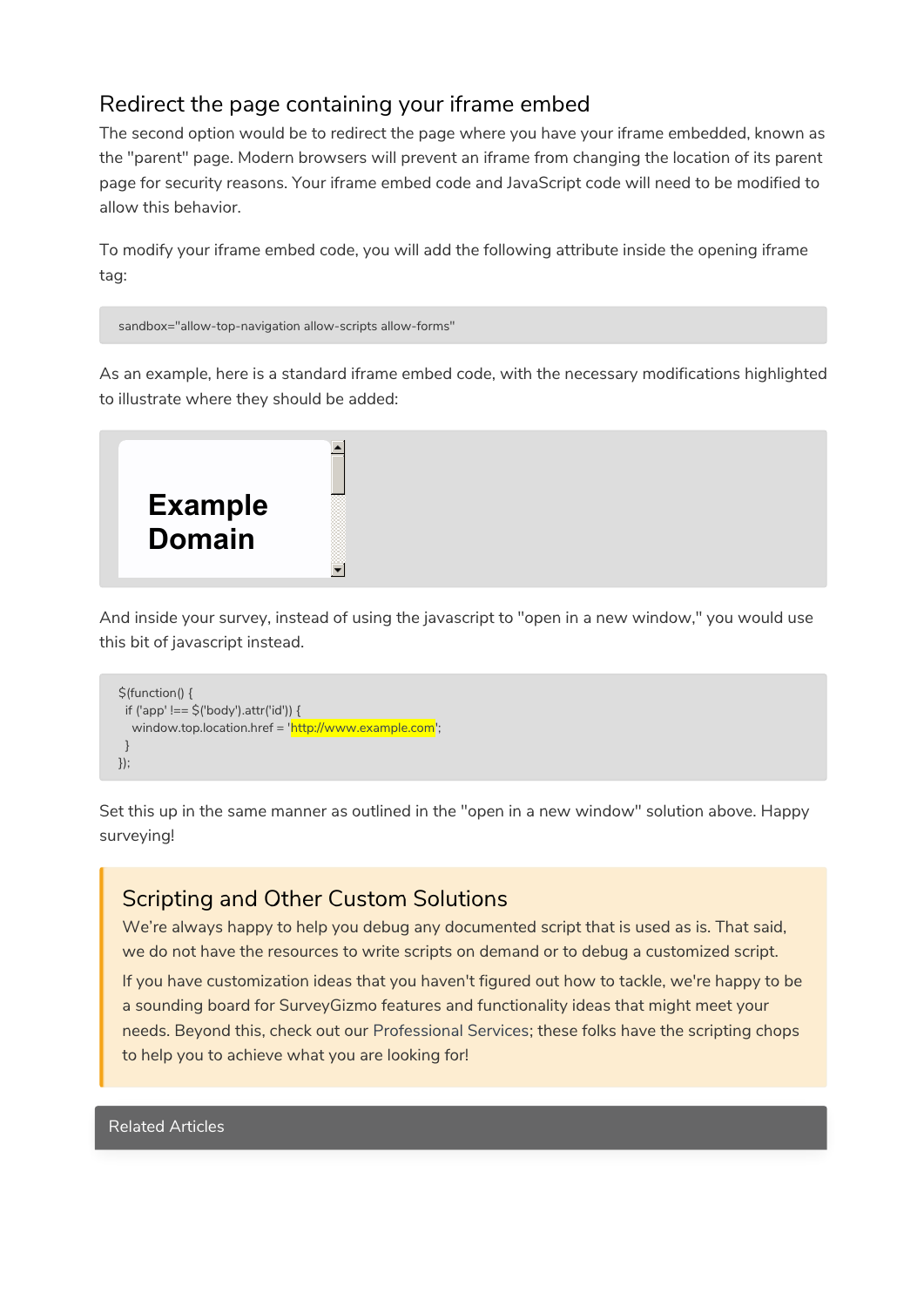## Redirect the page containing your iframe embed

The second option would be to redirect the page where you have your iframe embedded, known as the "parent" page. Modern browsers will prevent an iframe from changing the location of its parent page for security reasons. Your iframe embed code and JavaScript code will need to be modified to allow this behavior.

To modify your iframe embed code, you will add the following attribute inside the opening iframe tag:

```
sandbox="allow-top-navigation allow-scripts allow-forms"
```

As an example, here is a standard iframe embed code, with the necessary modifications highlighted to illustrate where they should be added:

```
Example
Domain
```

And inside your survey, instead of using the javascript to "open in a new window," you would use this bit of javascript instead.

```
$(function() {
  if ('app' !== $('body').attr('id')) {
    window.top.location.href = 'http://www.example.com';
  }
});
```

Set this up in the same manner as outlined in the "open in a new window" solution above. Happy surveying!

### Scripting and Other Custom Solutions

We're always happy to help you debug any documented script that is used as is. That said, we do not have the resources to write scripts on demand or to debug a customized script.

If you have customization ideas that you haven't figured out how to tackle, we're happy to be a sounding board for SurveyGizmo features and functionality ideas that might meet your needs. Beyond this, check out our Professional Services; these folks have the scripting chops to help you to achieve what you are looking for!

Related Articles